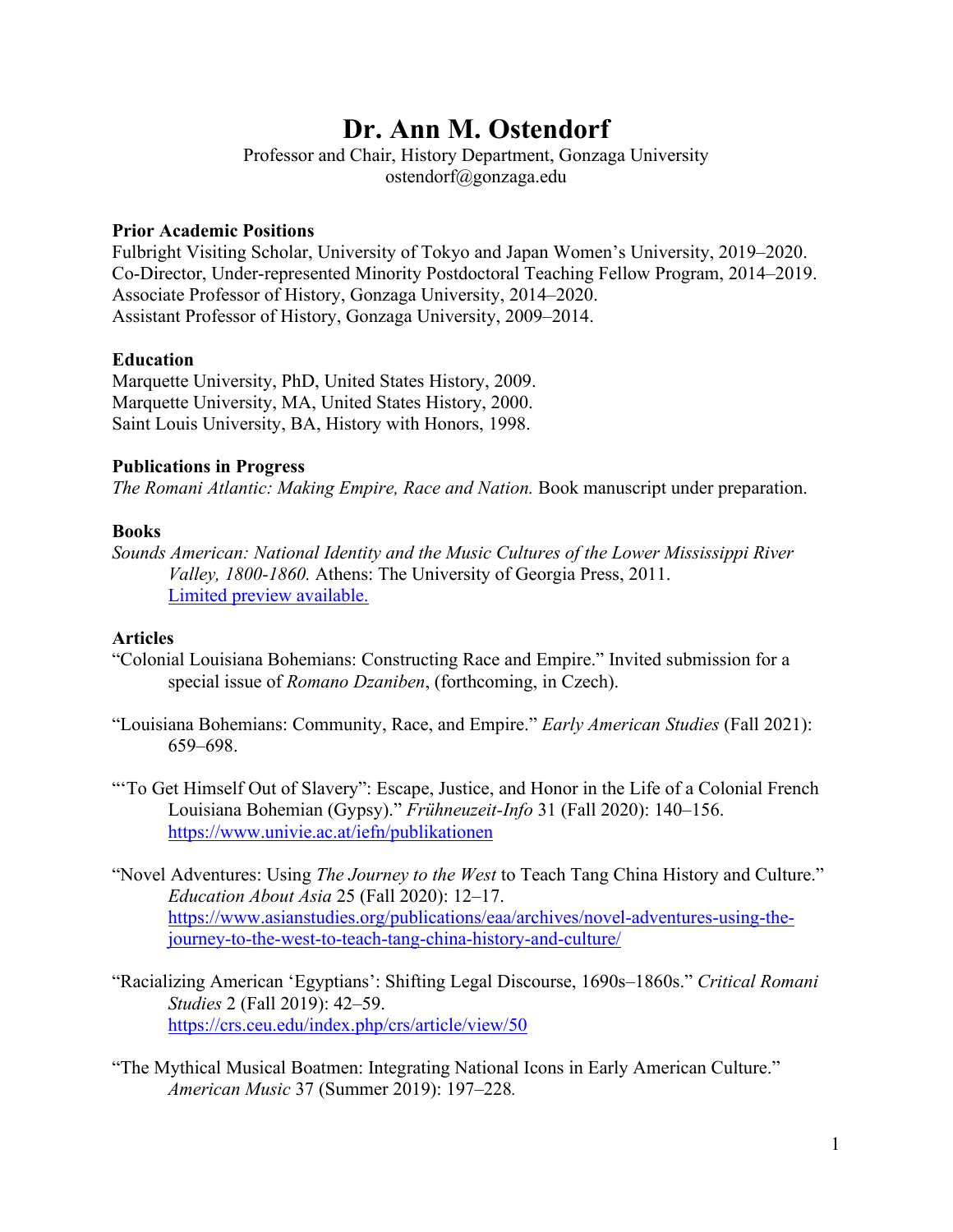# Dr. Ann M. Ostendorf

Professor and Chair, History Department, Gonzaga University
ostendorf@gonzaga.edu

**Prior Academic Positions**

Fulbright Visiting Scholar, University of Tokyo and Japan Women's University, 2019–2020.
Co-Director, Under-represented Minority Postdoctoral Teaching Fellow Program, 2014–2019.
Associate Professor of History, Gonzaga University, 2014–2020.
Assistant Professor of History, Gonzaga University, 2009–2014.

**Education**

Marquette University, PhD, United States History, 2009.
Marquette University, MA, United States History, 2000.
Saint Louis University, BA, History with Honors, 1998.

**Publications in Progress**

*The Romani Atlantic: Making Empire, Race and Nation.* Book manuscript under preparation.

**Books**

*Sounds American: National Identity and the Music Cultures of the Lower Mississippi River Valley, 1800-1860.* Athens: The University of Georgia Press, 2011.
Limited preview available.

**Articles**

"Colonial Louisiana Bohemians: Constructing Race and Empire." Invited submission for a special issue of *Romano Dzaniben*, (forthcoming, in Czech).

"Louisiana Bohemians: Community, Race, and Empire." *Early American Studies* (Fall 2021): 659–698.

"'To Get Himself Out of Slavery": Escape, Justice, and Honor in the Life of a Colonial French Louisiana Bohemian (Gypsy)." *Frühneuzeit-Info* 31 (Fall 2020): 140–156.
https://www.univie.ac.at/iefn/publikationen

"Novel Adventures: Using *The Journey to the West* to Teach Tang China History and Culture." *Education About Asia* 25 (Fall 2020): 12–17.
https://www.asianstudies.org/publications/eaa/archives/novel-adventures-using-the-journey-to-the-west-to-teach-tang-china-history-and-culture/

"Racializing American 'Egyptians': Shifting Legal Discourse, 1690s–1860s." *Critical Romani Studies* 2 (Fall 2019): 42–59.
https://crs.ceu.edu/index.php/crs/article/view/50

"The Mythical Musical Boatmen: Integrating National Icons in Early American Culture." *American Music* 37 (Summer 2019): 197–228.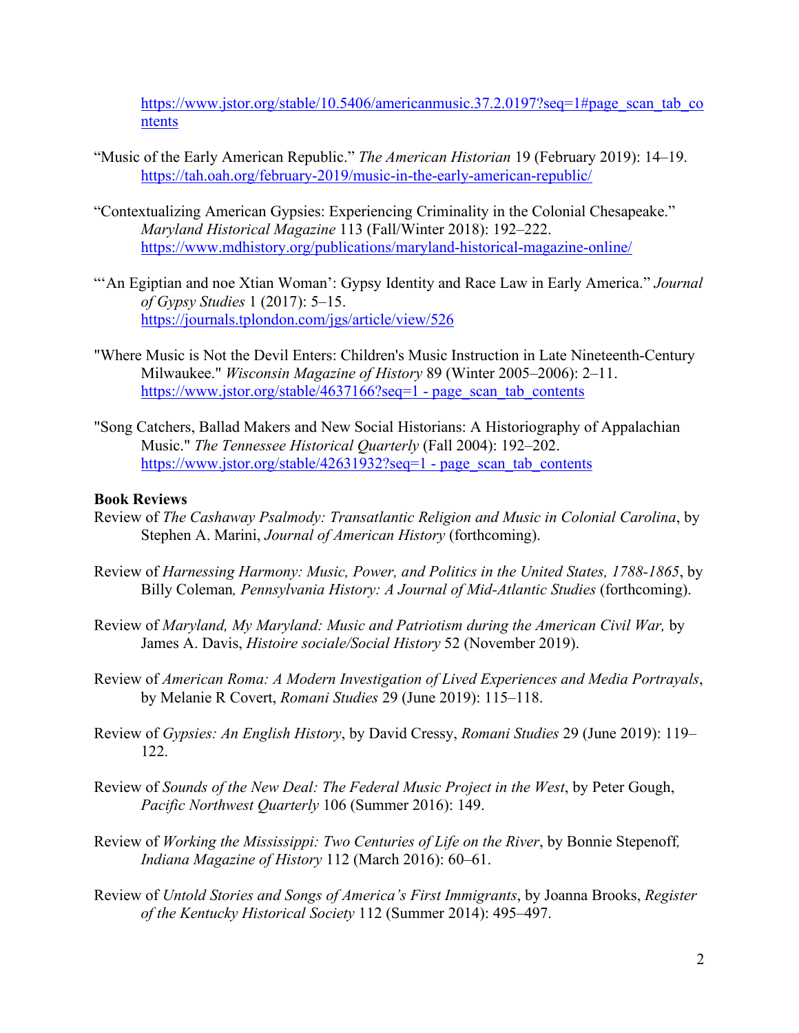https://www.jstor.org/stable/10.5406/americanmusic.37.2.0197?seq=1#page_scan_tab_contents

"Music of the Early American Republic." *The American Historian* 19 (February 2019): 14–19. https://tah.oah.org/february-2019/music-in-the-early-american-republic/

"Contextualizing American Gypsies: Experiencing Criminality in the Colonial Chesapeake." *Maryland Historical Magazine* 113 (Fall/Winter 2018): 192–222. https://www.mdhistory.org/publications/maryland-historical-magazine-online/

"'An Egiptian and noe Xtian Woman': Gypsy Identity and Race Law in Early America." *Journal of Gypsy Studies* 1 (2017): 5–15. https://journals.tplondon.com/jgs/article/view/526

"Where Music is Not the Devil Enters: Children's Music Instruction in Late Nineteenth-Century Milwaukee." *Wisconsin Magazine of History* 89 (Winter 2005–2006): 2–11. https://www.jstor.org/stable/4637166?seq=1 - page_scan_tab_contents

"Song Catchers, Ballad Makers and New Social Historians: A Historiography of Appalachian Music." *The Tennessee Historical Quarterly* (Fall 2004): 192–202. https://www.jstor.org/stable/42631932?seq=1 - page_scan_tab_contents

**Book Reviews**

Review of *The Cashaway Psalmody: Transatlantic Religion and Music in Colonial Carolina*, by Stephen A. Marini, *Journal of American History* (forthcoming).

Review of *Harnessing Harmony: Music, Power, and Politics in the United States, 1788-1865*, by Billy Coleman, *Pennsylvania History: A Journal of Mid-Atlantic Studies* (forthcoming).

Review of *Maryland, My Maryland: Music and Patriotism during the American Civil War,* by James A. Davis, *Histoire sociale/Social History* 52 (November 2019).

Review of *American Roma: A Modern Investigation of Lived Experiences and Media Portrayals*, by Melanie R Covert, *Romani Studies* 29 (June 2019): 115–118.

Review of *Gypsies: An English History*, by David Cressy, *Romani Studies* 29 (June 2019): 119–122.

Review of *Sounds of the New Deal: The Federal Music Project in the West*, by Peter Gough, *Pacific Northwest Quarterly* 106 (Summer 2016): 149.

Review of *Working the Mississippi: Two Centuries of Life on the River*, by Bonnie Stepenoff, *Indiana Magazine of History* 112 (March 2016): 60–61.

Review of *Untold Stories and Songs of America's First Immigrants*, by Joanna Brooks, *Register of the Kentucky Historical Society* 112 (Summer 2014): 495–497.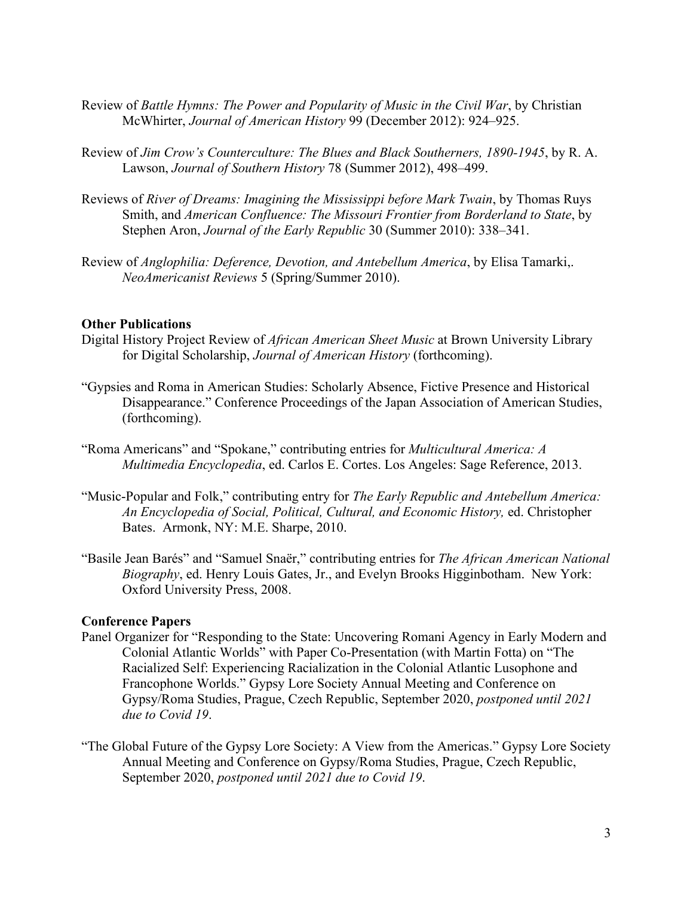Review of *Battle Hymns: The Power and Popularity of Music in the Civil War*, by Christian McWhirter, *Journal of American History* 99 (December 2012): 924–925.

Review of *Jim Crow's Counterculture: The Blues and Black Southerners, 1890-1945*, by R. A. Lawson, *Journal of Southern History* 78 (Summer 2012), 498–499.

Reviews of *River of Dreams: Imagining the Mississippi before Mark Twain*, by Thomas Ruys Smith, and *American Confluence: The Missouri Frontier from Borderland to State*, by Stephen Aron, *Journal of the Early Republic* 30 (Summer 2010): 338–341.

Review of *Anglophilia: Deference, Devotion, and Antebellum America*, by Elisa Tamarki,. *NeoAmericanist Reviews* 5 (Spring/Summer 2010).

**Other Publications**

Digital History Project Review of *African American Sheet Music* at Brown University Library for Digital Scholarship, *Journal of American History* (forthcoming).

"Gypsies and Roma in American Studies: Scholarly Absence, Fictive Presence and Historical Disappearance." Conference Proceedings of the Japan Association of American Studies, (forthcoming).

"Roma Americans" and "Spokane," contributing entries for *Multicultural America: A Multimedia Encyclopedia*, ed. Carlos E. Cortes. Los Angeles: Sage Reference, 2013.

"Music-Popular and Folk," contributing entry for *The Early Republic and Antebellum America: An Encyclopedia of Social, Political, Cultural, and Economic History,* ed. Christopher Bates. Armonk, NY: M.E. Sharpe, 2010.

"Basile Jean Barés" and "Samuel Snaër," contributing entries for *The African American National Biography*, ed. Henry Louis Gates, Jr., and Evelyn Brooks Higginbotham. New York: Oxford University Press, 2008.

**Conference Papers**

Panel Organizer for "Responding to the State: Uncovering Romani Agency in Early Modern and Colonial Atlantic Worlds" with Paper Co-Presentation (with Martin Fotta) on "The Racialized Self: Experiencing Racialization in the Colonial Atlantic Lusophone and Francophone Worlds." Gypsy Lore Society Annual Meeting and Conference on Gypsy/Roma Studies, Prague, Czech Republic, September 2020, *postponed until 2021 due to Covid 19*.

"The Global Future of the Gypsy Lore Society: A View from the Americas." Gypsy Lore Society Annual Meeting and Conference on Gypsy/Roma Studies, Prague, Czech Republic, September 2020, *postponed until 2021 due to Covid 19*.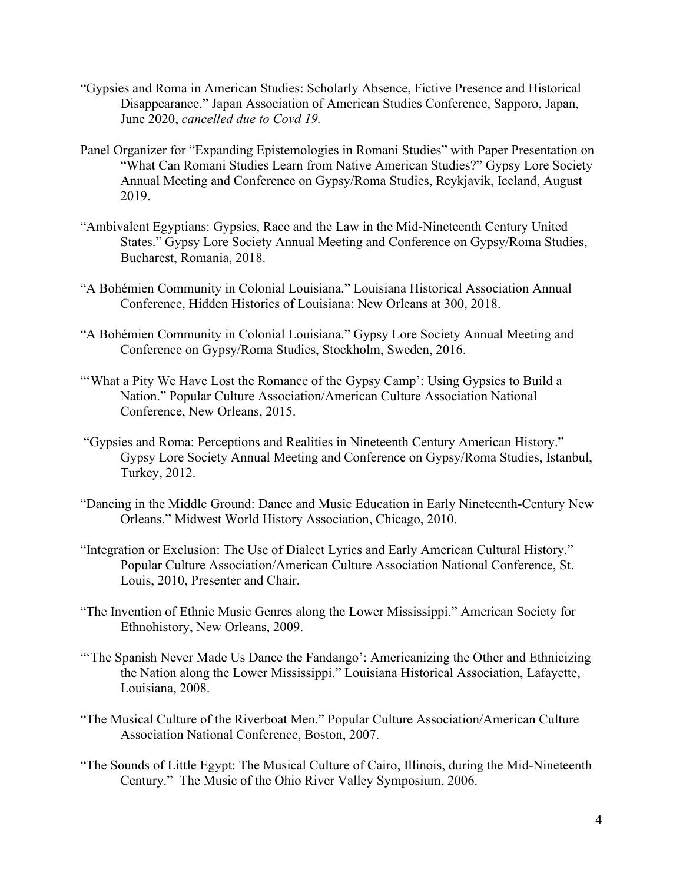"Gypsies and Roma in American Studies: Scholarly Absence, Fictive Presence and Historical Disappearance." Japan Association of American Studies Conference, Sapporo, Japan, June 2020, *cancelled due to Covd 19.*

Panel Organizer for "Expanding Epistemologies in Romani Studies" with Paper Presentation on "What Can Romani Studies Learn from Native American Studies?" Gypsy Lore Society Annual Meeting and Conference on Gypsy/Roma Studies, Reykjavik, Iceland, August 2019.

"Ambivalent Egyptians: Gypsies, Race and the Law in the Mid-Nineteenth Century United States." Gypsy Lore Society Annual Meeting and Conference on Gypsy/Roma Studies, Bucharest, Romania, 2018.

"A Bohémien Community in Colonial Louisiana." Louisiana Historical Association Annual Conference, Hidden Histories of Louisiana: New Orleans at 300, 2018.

"A Bohémien Community in Colonial Louisiana." Gypsy Lore Society Annual Meeting and Conference on Gypsy/Roma Studies, Stockholm, Sweden, 2016.

"'What a Pity We Have Lost the Romance of the Gypsy Camp': Using Gypsies to Build a Nation." Popular Culture Association/American Culture Association National Conference, New Orleans, 2015.

"Gypsies and Roma: Perceptions and Realities in Nineteenth Century American History." Gypsy Lore Society Annual Meeting and Conference on Gypsy/Roma Studies, Istanbul, Turkey, 2012.

"Dancing in the Middle Ground: Dance and Music Education in Early Nineteenth-Century New Orleans." Midwest World History Association, Chicago, 2010.

"Integration or Exclusion: The Use of Dialect Lyrics and Early American Cultural History." Popular Culture Association/American Culture Association National Conference, St. Louis, 2010, Presenter and Chair.

"The Invention of Ethnic Music Genres along the Lower Mississippi." American Society for Ethnohistory, New Orleans, 2009.

"'The Spanish Never Made Us Dance the Fandango': Americanizing the Other and Ethnicizing the Nation along the Lower Mississippi." Louisiana Historical Association, Lafayette, Louisiana, 2008.

"The Musical Culture of the Riverboat Men." Popular Culture Association/American Culture Association National Conference, Boston, 2007.

"The Sounds of Little Egypt: The Musical Culture of Cairo, Illinois, during the Mid-Nineteenth Century." The Music of the Ohio River Valley Symposium, 2006.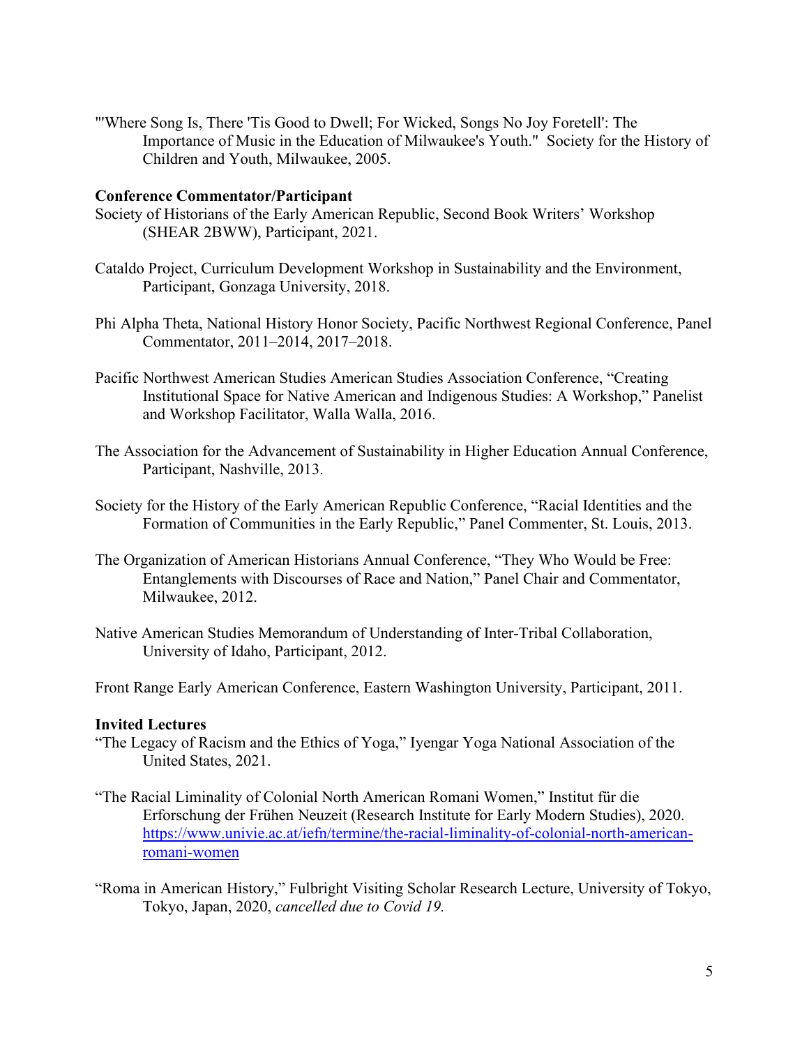"'Where Song Is, There 'Tis Good to Dwell; For Wicked, Songs No Joy Foretell': The Importance of Music in the Education of Milwaukee's Youth." Society for the History of Children and Youth, Milwaukee, 2005.

**Conference Commentator/Participant**

Society of Historians of the Early American Republic, Second Book Writers' Workshop (SHEAR 2BWW), Participant, 2021.

Cataldo Project, Curriculum Development Workshop in Sustainability and the Environment, Participant, Gonzaga University, 2018.

Phi Alpha Theta, National History Honor Society, Pacific Northwest Regional Conference, Panel Commentator, 2011–2014, 2017–2018.

Pacific Northwest American Studies American Studies Association Conference, "Creating Institutional Space for Native American and Indigenous Studies: A Workshop," Panelist and Workshop Facilitator, Walla Walla, 2016.

The Association for the Advancement of Sustainability in Higher Education Annual Conference, Participant, Nashville, 2013.

Society for the History of the Early American Republic Conference, "Racial Identities and the Formation of Communities in the Early Republic," Panel Commenter, St. Louis, 2013.

The Organization of American Historians Annual Conference, "They Who Would be Free: Entanglements with Discourses of Race and Nation," Panel Chair and Commentator, Milwaukee, 2012.

Native American Studies Memorandum of Understanding of Inter-Tribal Collaboration, University of Idaho, Participant, 2012.

Front Range Early American Conference, Eastern Washington University, Participant, 2011.

**Invited Lectures**

"The Legacy of Racism and the Ethics of Yoga," Iyengar Yoga National Association of the United States, 2021.

"The Racial Liminality of Colonial North American Romani Women," Institut für die Erforschung der Frühen Neuzeit (Research Institute for Early Modern Studies), 2020. https://www.univie.ac.at/iefn/termine/the-racial-liminality-of-colonial-north-american-romani-women

"Roma in American History," Fulbright Visiting Scholar Research Lecture, University of Tokyo, Tokyo, Japan, 2020, *cancelled due to Covid 19.*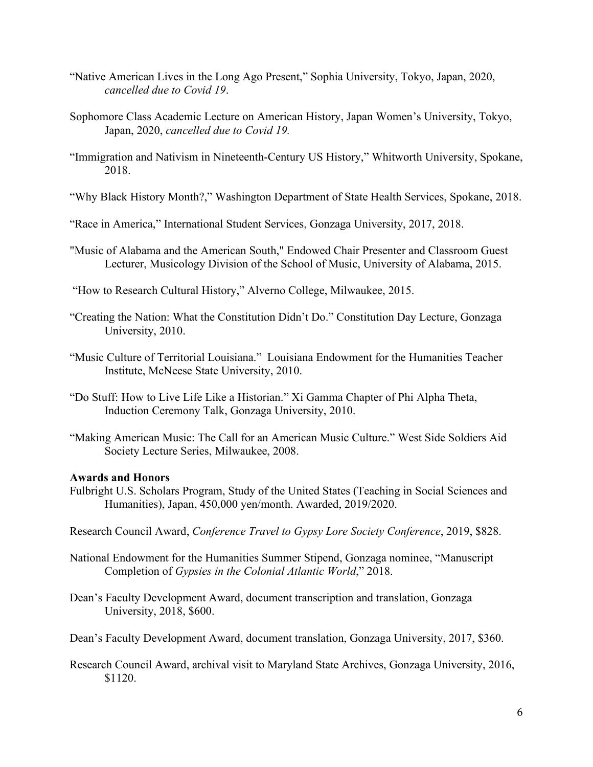"Native American Lives in the Long Ago Present," Sophia University, Tokyo, Japan, 2020, *cancelled due to Covid 19*.

Sophomore Class Academic Lecture on American History, Japan Women's University, Tokyo, Japan, 2020, *cancelled due to Covid 19.*

"Immigration and Nativism in Nineteenth-Century US History," Whitworth University, Spokane, 2018.

"Why Black History Month?," Washington Department of State Health Services, Spokane, 2018.

"Race in America," International Student Services, Gonzaga University, 2017, 2018.

"Music of Alabama and the American South," Endowed Chair Presenter and Classroom Guest Lecturer, Musicology Division of the School of Music, University of Alabama, 2015.

"How to Research Cultural History," Alverno College, Milwaukee, 2015.

"Creating the Nation: What the Constitution Didn't Do." Constitution Day Lecture, Gonzaga University, 2010.

"Music Culture of Territorial Louisiana." Louisiana Endowment for the Humanities Teacher Institute, McNeese State University, 2010.

"Do Stuff: How to Live Life Like a Historian." Xi Gamma Chapter of Phi Alpha Theta, Induction Ceremony Talk, Gonzaga University, 2010.

"Making American Music: The Call for an American Music Culture." West Side Soldiers Aid Society Lecture Series, Milwaukee, 2008.

**Awards and Honors**

Fulbright U.S. Scholars Program, Study of the United States (Teaching in Social Sciences and Humanities), Japan, 450,000 yen/month. Awarded, 2019/2020.

Research Council Award, *Conference Travel to Gypsy Lore Society Conference*, 2019, $828.

National Endowment for the Humanities Summer Stipend, Gonzaga nominee, "Manuscript Completion of *Gypsies in the Colonial Atlantic World*," 2018.

Dean's Faculty Development Award, document transcription and translation, Gonzaga University, 2018, $600.

Dean's Faculty Development Award, document translation, Gonzaga University, 2017, $360.

Research Council Award, archival visit to Maryland State Archives, Gonzaga University, 2016, $1120.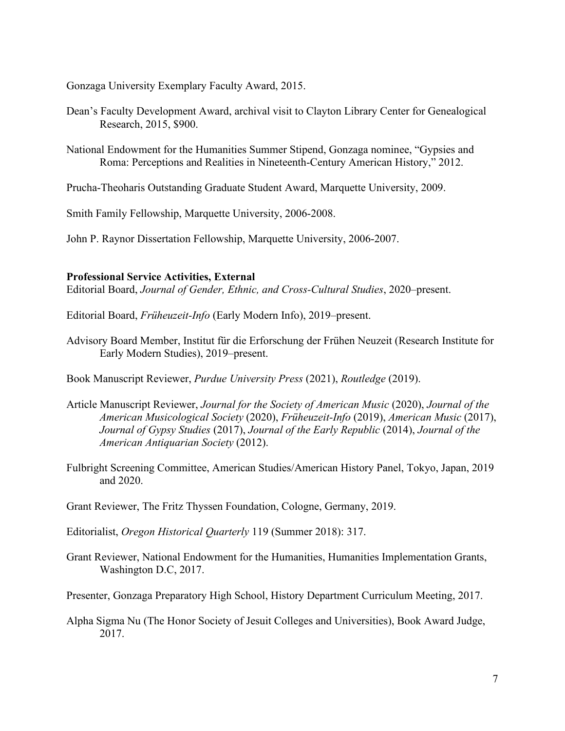Gonzaga University Exemplary Faculty Award, 2015.

Dean's Faculty Development Award, archival visit to Clayton Library Center for Genealogical Research, 2015, $900.

National Endowment for the Humanities Summer Stipend, Gonzaga nominee, "Gypsies and Roma: Perceptions and Realities in Nineteenth-Century American History," 2012.

Prucha-Theoharis Outstanding Graduate Student Award, Marquette University, 2009.

Smith Family Fellowship, Marquette University, 2006-2008.

John P. Raynor Dissertation Fellowship, Marquette University, 2006-2007.

**Professional Service Activities, External**

Editorial Board, *Journal of Gender, Ethnic, and Cross-Cultural Studies*, 2020–present.

Editorial Board, *Früheuzeit-Info* (Early Modern Info), 2019–present.

Advisory Board Member, Institut für die Erforschung der Frühen Neuzeit (Research Institute for Early Modern Studies), 2019–present.

Book Manuscript Reviewer, *Purdue University Press* (2021), *Routledge* (2019).

Article Manuscript Reviewer, *Journal for the Society of American Music* (2020), *Journal of the American Musicological Society* (2020), *Früheuzeit-Info* (2019), *American Music* (2017), *Journal of Gypsy Studies* (2017), *Journal of the Early Republic* (2014), *Journal of the American Antiquarian Society* (2012).

Fulbright Screening Committee, American Studies/American History Panel, Tokyo, Japan, 2019 and 2020.

Grant Reviewer, The Fritz Thyssen Foundation, Cologne, Germany, 2019.

Editorialist, *Oregon Historical Quarterly* 119 (Summer 2018): 317.

Grant Reviewer, National Endowment for the Humanities, Humanities Implementation Grants, Washington D.C, 2017.

Presenter, Gonzaga Preparatory High School, History Department Curriculum Meeting, 2017.

Alpha Sigma Nu (The Honor Society of Jesuit Colleges and Universities), Book Award Judge, 2017.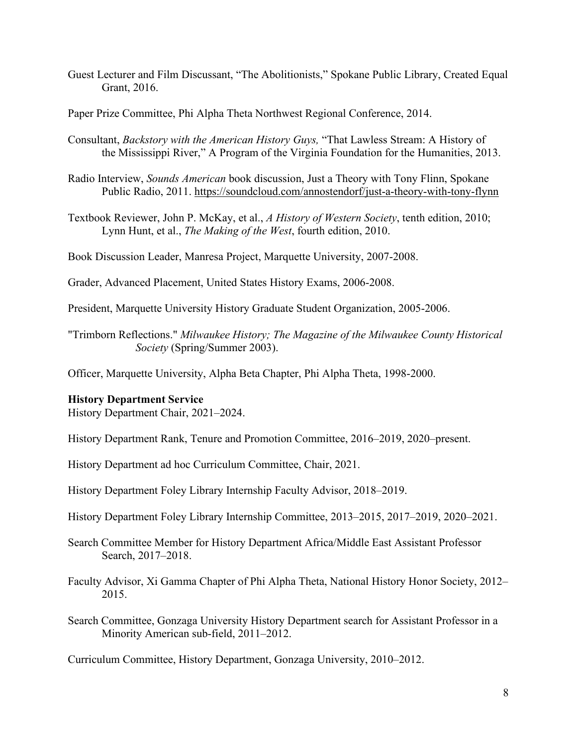Guest Lecturer and Film Discussant, “The Abolitionists,” Spokane Public Library, Created Equal Grant, 2016.

Paper Prize Committee, Phi Alpha Theta Northwest Regional Conference, 2014.

Consultant, *Backstory with the American History Guys,* “That Lawless Stream: A History of the Mississippi River,” A Program of the Virginia Foundation for the Humanities, 2013.

Radio Interview, *Sounds American* book discussion, Just a Theory with Tony Flinn, Spokane Public Radio, 2011. https://soundcloud.com/annostendorf/just-a-theory-with-tony-flynn

Textbook Reviewer, John P. McKay, et al., *A History of Western Society*, tenth edition, 2010; Lynn Hunt, et al., *The Making of the West*, fourth edition, 2010.

Book Discussion Leader, Manresa Project, Marquette University, 2007-2008.

Grader, Advanced Placement, United States History Exams, 2006-2008.

President, Marquette University History Graduate Student Organization, 2005-2006.

"Trimborn Reflections." *Milwaukee History; The Magazine of the Milwaukee County Historical Society* (Spring/Summer 2003).

Officer, Marquette University, Alpha Beta Chapter, Phi Alpha Theta, 1998-2000.

**History Department Service**

History Department Chair, 2021–2024.

History Department Rank, Tenure and Promotion Committee, 2016–2019, 2020–present.

History Department ad hoc Curriculum Committee, Chair, 2021.

History Department Foley Library Internship Faculty Advisor, 2018–2019.

History Department Foley Library Internship Committee, 2013–2015, 2017–2019, 2020–2021.

Search Committee Member for History Department Africa/Middle East Assistant Professor Search, 2017–2018.

Faculty Advisor, Xi Gamma Chapter of Phi Alpha Theta, National History Honor Society, 2012–2015.

Search Committee, Gonzaga University History Department search for Assistant Professor in a Minority American sub-field, 2011–2012.

Curriculum Committee, History Department, Gonzaga University, 2010–2012.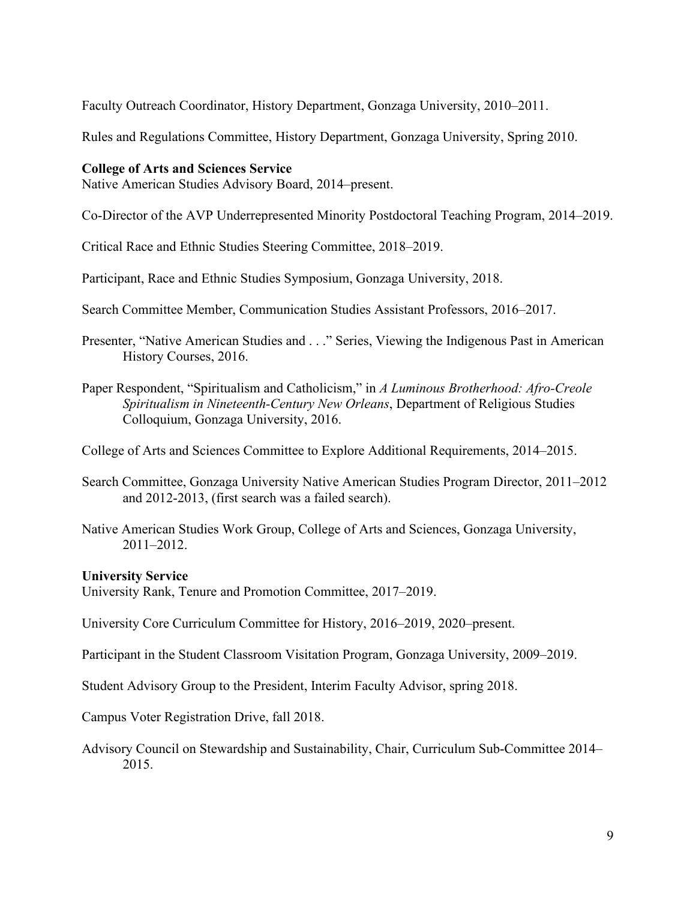Faculty Outreach Coordinator, History Department, Gonzaga University, 2010–2011.

Rules and Regulations Committee, History Department, Gonzaga University, Spring 2010.

**College of Arts and Sciences Service**

Native American Studies Advisory Board, 2014–present.

Co-Director of the AVP Underrepresented Minority Postdoctoral Teaching Program, 2014–2019.

Critical Race and Ethnic Studies Steering Committee, 2018–2019.

Participant, Race and Ethnic Studies Symposium, Gonzaga University, 2018.

Search Committee Member, Communication Studies Assistant Professors, 2016–2017.

Presenter, "Native American Studies and . . ." Series, Viewing the Indigenous Past in American History Courses, 2016.

Paper Respondent, "Spiritualism and Catholicism," in *A Luminous Brotherhood: Afro-Creole Spiritualism in Nineteenth-Century New Orleans*, Department of Religious Studies Colloquium, Gonzaga University, 2016.

College of Arts and Sciences Committee to Explore Additional Requirements, 2014–2015.

Search Committee, Gonzaga University Native American Studies Program Director, 2011–2012 and 2012-2013, (first search was a failed search).

Native American Studies Work Group, College of Arts and Sciences, Gonzaga University, 2011–2012.

**University Service**

University Rank, Tenure and Promotion Committee, 2017–2019.

University Core Curriculum Committee for History, 2016–2019, 2020–present.

Participant in the Student Classroom Visitation Program, Gonzaga University, 2009–2019.

Student Advisory Group to the President, Interim Faculty Advisor, spring 2018.

Campus Voter Registration Drive, fall 2018.

Advisory Council on Stewardship and Sustainability, Chair, Curriculum Sub-Committee 2014–2015.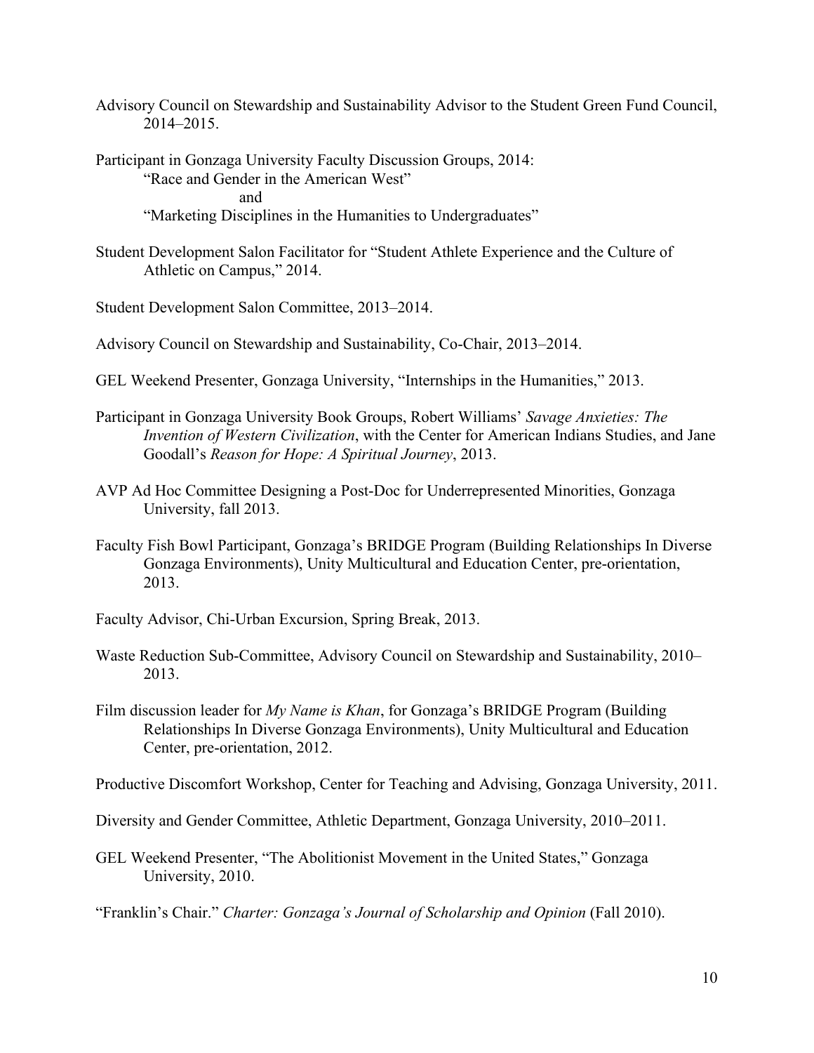Advisory Council on Stewardship and Sustainability Advisor to the Student Green Fund Council, 2014–2015.

Participant in Gonzaga University Faculty Discussion Groups, 2014:
"Race and Gender in the American West"
and
"Marketing Disciplines in the Humanities to Undergraduates"

Student Development Salon Facilitator for "Student Athlete Experience and the Culture of Athletic on Campus," 2014.

Student Development Salon Committee, 2013–2014.

Advisory Council on Stewardship and Sustainability, Co-Chair, 2013–2014.

GEL Weekend Presenter, Gonzaga University, "Internships in the Humanities," 2013.

Participant in Gonzaga University Book Groups, Robert Williams' *Savage Anxieties: The Invention of Western Civilization*, with the Center for American Indians Studies, and Jane Goodall's *Reason for Hope: A Spiritual Journey*, 2013.

AVP Ad Hoc Committee Designing a Post-Doc for Underrepresented Minorities, Gonzaga University, fall 2013.

Faculty Fish Bowl Participant, Gonzaga's BRIDGE Program (Building Relationships In Diverse Gonzaga Environments), Unity Multicultural and Education Center, pre-orientation, 2013.

Faculty Advisor, Chi-Urban Excursion, Spring Break, 2013.

Waste Reduction Sub-Committee, Advisory Council on Stewardship and Sustainability, 2010–2013.

Film discussion leader for *My Name is Khan*, for Gonzaga's BRIDGE Program (Building Relationships In Diverse Gonzaga Environments), Unity Multicultural and Education Center, pre-orientation, 2012.

Productive Discomfort Workshop, Center for Teaching and Advising, Gonzaga University, 2011.

Diversity and Gender Committee, Athletic Department, Gonzaga University, 2010–2011.

GEL Weekend Presenter, "The Abolitionist Movement in the United States," Gonzaga University, 2010.

"Franklin's Chair." *Charter: Gonzaga's Journal of Scholarship and Opinion* (Fall 2010).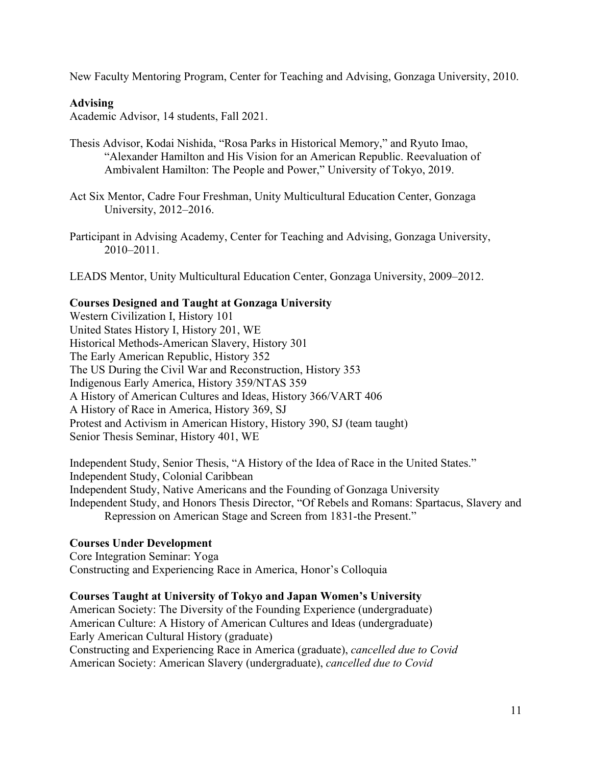New Faculty Mentoring Program, Center for Teaching and Advising, Gonzaga University, 2010.

**Advising**

Academic Advisor, 14 students, Fall 2021.

Thesis Advisor, Kodai Nishida, "Rosa Parks in Historical Memory," and Ryuto Imao, "Alexander Hamilton and His Vision for an American Republic. Reevaluation of Ambivalent Hamilton: The People and Power," University of Tokyo, 2019.

Act Six Mentor, Cadre Four Freshman, Unity Multicultural Education Center, Gonzaga University, 2012–2016.

Participant in Advising Academy, Center for Teaching and Advising, Gonzaga University, 2010–2011.

LEADS Mentor, Unity Multicultural Education Center, Gonzaga University, 2009–2012.

**Courses Designed and Taught at Gonzaga University**

Western Civilization I, History 101
United States History I, History 201, WE
Historical Methods-American Slavery, History 301
The Early American Republic, History 352
The US During the Civil War and Reconstruction, History 353
Indigenous Early America, History 359/NTAS 359
A History of American Cultures and Ideas, History 366/VART 406
A History of Race in America, History 369, SJ
Protest and Activism in American History, History 390, SJ (team taught)
Senior Thesis Seminar, History 401, WE

Independent Study, Senior Thesis, "A History of the Idea of Race in the United States."
Independent Study, Colonial Caribbean
Independent Study, Native Americans and the Founding of Gonzaga University
Independent Study, and Honors Thesis Director, "Of Rebels and Romans: Spartacus, Slavery and Repression on American Stage and Screen from 1831-the Present."

**Courses Under Development**

Core Integration Seminar: Yoga
Constructing and Experiencing Race in America, Honor's Colloquia

**Courses Taught at University of Tokyo and Japan Women's University**

American Society: The Diversity of the Founding Experience (undergraduate)
American Culture: A History of American Cultures and Ideas (undergraduate)
Early American Cultural History (graduate)
Constructing and Experiencing Race in America (graduate), *cancelled due to Covid*
American Society: American Slavery (undergraduate), *cancelled due to Covid*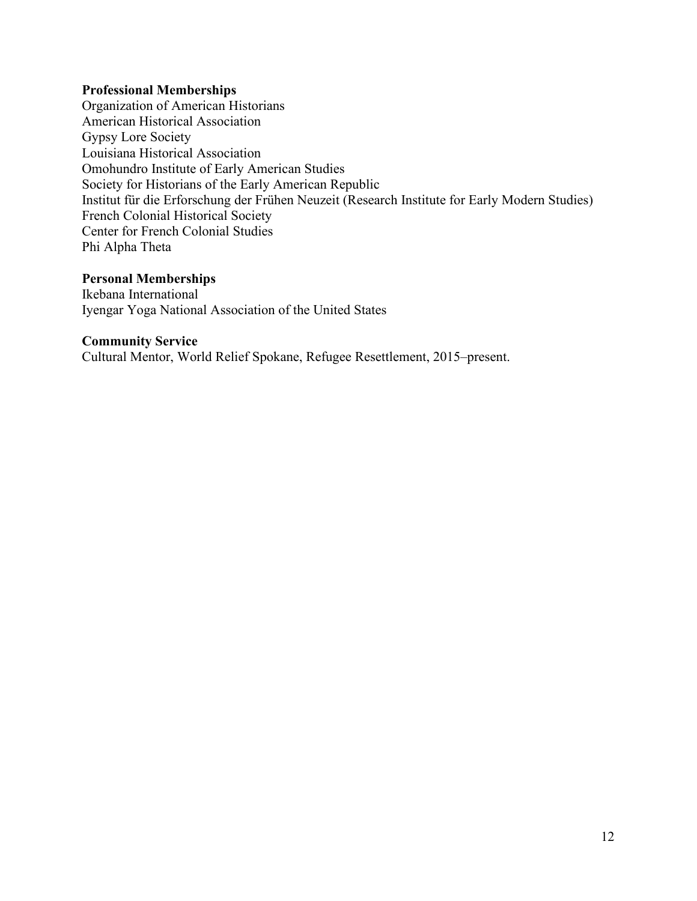**Professional Memberships**

Organization of American Historians
American Historical Association
Gypsy Lore Society
Louisiana Historical Association
Omohundro Institute of Early American Studies
Society for Historians of the Early American Republic
Institut für die Erforschung der Frühen Neuzeit (Research Institute for Early Modern Studies)
French Colonial Historical Society
Center for French Colonial Studies
Phi Alpha Theta

**Personal Memberships**

Ikebana International
Iyengar Yoga National Association of the United States

**Community Service**

Cultural Mentor, World Relief Spokane, Refugee Resettlement, 2015–present.